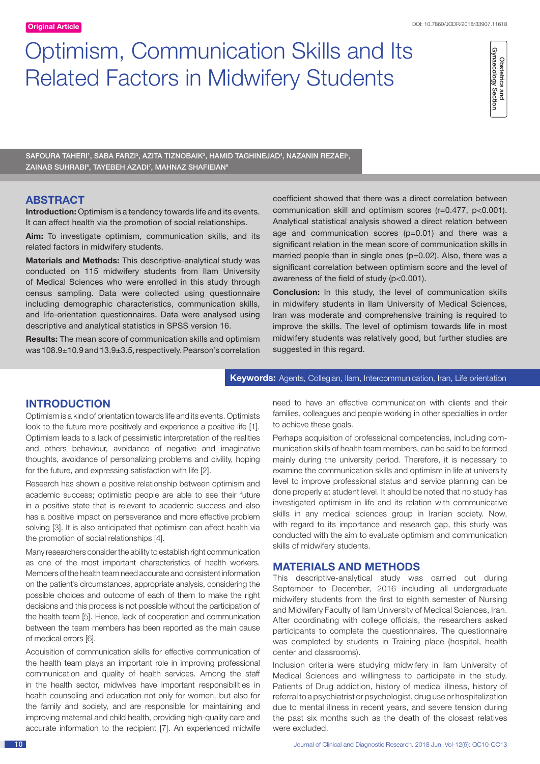Original Article

# Optimism, Communication Skills and Its Related Factors in Midwifery Students

SAFOURA TAHERI[1], SABA FARZI[2], AZITA TIZNOBAIK[3], HAMID TAGHINEJAD[4], NAZANIN REZAEI[5], ZAINAB SUHRABI[6], TAYEBEH AZADI[7], MAHNAZ SHAFIEIAN[8]

## ABSTRACT

**Introduction:** Optimism is a tendency towards life and its events. It can affect health via the promotion of social relationships.

**Aim:** To investigate optimism, communication skills, and its related factors in midwifery students.

**Materials and Methods:** This descriptive-analytical study was conducted on 115 midwifery students from Ilam University of Medical Sciences who were enrolled in this study through census sampling. Data were collected using questionnaire including demographic characteristics, communication skills, and life-orientation questionnaires. Data were analysed using descriptive and analytical statistics in SPSS version 16.

**Results:** The mean score of communication skills and optimism was 108.9±10.9 and 13.9±3.5, respectively. Pearson's correlation coefficient showed that there was a direct correlation between communication skill and optimism scores ($r=0.477$, $p<0.001$). Analytical statistical analysis showed a direct relation between age and communication scores ($p=0.01$) and there was a significant relation in the mean score of communication skills in married people than in single ones ($p=0.02$). Also, there was a significant correlation between optimism score and the level of awareness of the field of study ($p<0.001$).

**Conclusion:** In this study, the level of communication skills in midwifery students in Ilam University of Medical Sciences, Iran was moderate and comprehensive training is required to improve the skills. The level of optimism towards life in most midwifery students was relatively good, but further studies are suggested in this regard.

**Keywords:** Agents, Collegian, Ilam, Intercommunication, Iran, Life orientation

## INTRODUCTION

Optimism is a kind of orientation towards life and its events. Optimists look to the future more positively and experience a positive life [1]. Optimism leads to a lack of pessimistic interpretation of the realities and others behaviour, avoidance of negative and imaginative thoughts, avoidance of personalizing problems and civility, hoping for the future, and expressing satisfaction with life [2].

Research has shown a positive relationship between optimism and academic success; optimistic people are able to see their future in a positive state that is relevant to academic success and also has a positive impact on perseverance and more effective problem solving [3]. It is also anticipated that optimism can affect health via the promotion of social relationships [4].

Many researchers consider the ability to establish right communication as one of the most important characteristics of health workers. Members of the health team need accurate and consistent information on the patient's circumstances, appropriate analysis, considering the possible choices and outcome of each of them to make the right decisions and this process is not possible without the participation of the health team [5]. Hence, lack of cooperation and communication between the team members has been reported as the main cause of medical errors [6].

Acquisition of communication skills for effective communication of the health team plays an important role in improving professional communication and quality of health services. Among the staff in the health sector, midwives have important responsibilities in health counseling and education not only for women, but also for the family and society, and are responsible for maintaining and improving maternal and child health, providing high-quality care and accurate information to the recipient [7]. An experienced midwife need to have an effective communication with clients and their families, colleagues and people working in other specialties in order to achieve these goals.

Perhaps acquisition of professional competencies, including communication skills of health team members, can be said to be formed mainly during the university period. Therefore, it is necessary to examine the communication skills and optimism in life at university level to improve professional status and service planning can be done properly at student level. It should be noted that no study has investigated optimism in life and its relation with communicative skills in any medical sciences group in Iranian society. Now, with regard to its importance and research gap, this study was conducted with the aim to evaluate optimism and communication skills of midwifery students.

## MATERIALS AND METHODS

This descriptive-analytical study was carried out during September to December, 2016 including all undergraduate midwifery students from the first to eighth semester of Nursing and Midwifery Faculty of Ilam University of Medical Sciences, Iran. After coordinating with college officials, the researchers asked participants to complete the questionnaires. The questionnaire was completed by students in Training place (hospital, health center and classrooms).

Inclusion criteria were studying midwifery in Ilam University of Medical Sciences and willingness to participate in the study. Patients of Drug addiction, history of medical illness, history of referral to a psychiatrist or psychologist, drug use or hospitalization due to mental illness in recent years, and severe tension during the past six months such as the death of the closest relatives were excluded.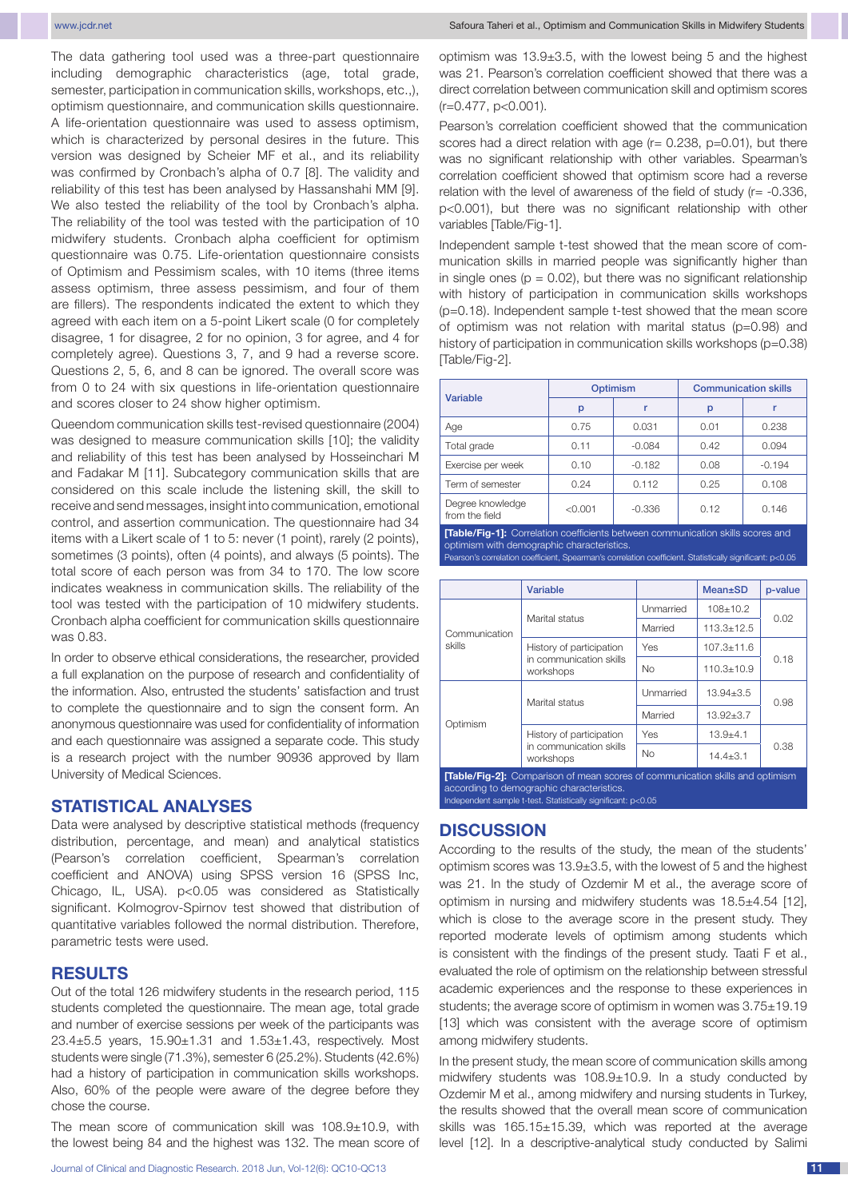The data gathering tool used was a three-part questionnaire including demographic characteristics (age, total grade, semester, participation in communication skills, workshops, etc.,), optimism questionnaire, and communication skills questionnaire. A life-orientation questionnaire was used to assess optimism, which is characterized by personal desires in the future. This version was designed by Scheier MF et al., and its reliability was confirmed by Cronbach's alpha of 0.7 [8]. The validity and reliability of this test has been analysed by Hassanshahi MM [9]. We also tested the reliability of the tool by Cronbach's alpha. The reliability of the tool was tested with the participation of 10 midwifery students. Cronbach alpha coefficient for optimism questionnaire was 0.75. Life-orientation questionnaire consists of Optimism and Pessimism scales, with 10 items (three items assess optimism, three assess pessimism, and four of them are fillers). The respondents indicated the extent to which they agreed with each item on a 5-point Likert scale (0 for completely disagree, 1 for disagree, 2 for no opinion, 3 for agree, and 4 for completely agree). Questions 3, 7, and 9 had a reverse score. Questions 2, 5, 6, and 8 can be ignored. The overall score was from 0 to 24 with six questions in life-orientation questionnaire and scores closer to 24 show higher optimism.

Queendom communication skills test-revised questionnaire (2004) was designed to measure communication skills [10]; the validity and reliability of this test has been analysed by Hosseinchari M and Fadakar M [11]. Subcategory communication skills that are considered on this scale include the listening skill, the skill to receive and send messages, insight into communication, emotional control, and assertion communication. The questionnaire had 34 items with a Likert scale of 1 to 5: never (1 point), rarely (2 points), sometimes (3 points), often (4 points), and always (5 points). The total score of each person was from 34 to 170. The low score indicates weakness in communication skills. The reliability of the tool was tested with the participation of 10 midwifery students. Cronbach alpha coefficient for communication skills questionnaire was 0.83.

In order to observe ethical considerations, the researcher, provided a full explanation on the purpose of research and confidentiality of the information. Also, entrusted the students' satisfaction and trust to complete the questionnaire and to sign the consent form. An anonymous questionnaire was used for confidentiality of information and each questionnaire was assigned a separate code. This study is a research project with the number 90936 approved by Ilam University of Medical Sciences.

## STATISTICAL ANALYSES

Data were analysed by descriptive statistical methods (frequency distribution, percentage, and mean) and analytical statistics (Pearson's correlation coefficient, Spearman's correlation coefficient and ANOVA) using SPSS version 16 (SPSS Inc, Chicago, IL, USA). $p<0.05$ was considered as Statistically significant. Kolmogrov-Spirnov test showed that distribution of quantitative variables followed the normal distribution. Therefore, parametric tests were used.

## RESULTS

Out of the total 126 midwifery students in the research period, 115 students completed the questionnaire. The mean age, total grade and number of exercise sessions per week of the participants was 23.4±5.5 years, 15.90±1.31 and 1.53±1.43, respectively. Most students were single (71.3%), semester 6 (25.2%). Students (42.6%) had a history of participation in communication skills workshops. Also, 60% of the people were aware of the degree before they chose the course.

The mean score of communication skill was 108.9±10.9, with the lowest being 84 and the highest was 132. The mean score of optimism was 13.9±3.5, with the lowest being 5 and the highest was 21. Pearson's correlation coefficient showed that there was a direct correlation between communication skills and optimism scores ($r=0.477$, $p<0.001$).

Pearson's correlation coefficient showed that the communication scores had a direct relation with age ($r= 0.238$, $p=0.01$), but there was no significant relationship with other variables. Spearman's correlation coefficient showed that optimism score had a reverse relation with the level of awareness of the field of study ($r= -0.336$, $p<0.001$), but there was no significant relationship with other variables [Table/Fig-1].

Independent sample t-test showed that the mean score of communication skills in married people was significantly higher than in single ones ($p = 0.02$), but there was no significant relationship with history of participation in communication skills workshops ($p=0.18$). Independent sample t-test showed that the mean score of optimism was not relation with marital status ($p=0.98$) and history of participation in communication skills workshops ($p=0.38$) [Table/Fig-2].

| Variable | Optimism | | Communication skills | |
|---|---|---|---|---|
| | p | r | p | r |
| Age | 0.75 | 0.031 | 0.01 | 0.238 |
| Total grade | 0.11 | -0.084 | 0.42 | 0.094 |
| Exercise per week | 0.10 | -0.182 | 0.08 | -0.194 |
| Term of semester | 0.24 | 0.112 | 0.25 | 0.108 |
| Degree knowledge from the field | <0.001 | -0.336 | 0.12 | 0.146 |

**[Table/Fig-1]:** Correlation coefficients between communication skills scores and optimism with demographic characteristics.
Pearson's correlation coefficient, Spearman's correlation coefficient. Statistically significant: p<0.05

| | Variable | | Mean±SD | p-value |
|---|---|---|---|---|
| Communication skills | Marital status | Unmarried | 108±10.2 | 0.02 |
| | | Married | 113.3±12.5 | |
| | History of participation in communication skills workshops | Yes | 107.3±11.6 | 0.18 |
| | | No | 110.3±10.9 | |
| Optimism | Marital status | Unmarried | 13.94±3.5 | 0.98 |
| | | Married | 13.92±3.7 | |
| | History of participation in communication skills workshops | Yes | 13.9±4.1 | 0.38 |
| | | No | 14.4±3.1 | |

**[Table/Fig-2]:** Comparison of mean scores of communication skills and optimism according to demographic characteristics.
Independent sample t-test. Statistically significant: p<0.05

## DISCUSSION

According to the results of the study, the mean of the students' optimism scores was 13.9±3.5, with the lowest of 5 and the highest was 21. In the study of Ozdemir M et al., the average score of optimism in nursing and midwifery students was 18.5±4.54 [12], which is close to the average score in the present study. They reported moderate levels of optimism among students which is consistent with the findings of the present study. Taati F et al., evaluated the role of optimism on the relationship between stressful academic experiences and the response to these experiences in students; the average score of optimism in women was 3.75±19.19 [13] which was consistent with the average score of optimism among midwifery students.

In the present study, the mean score of communication skills among midwifery students was 108.9±10.9. In a study conducted by Ozdemir M et al., among midwifery and nursing students in Turkey, the results showed that the overall mean score of communication skills was 165.15±15.39, which was reported at the average level [12]. In a descriptive-analytical study conducted by Salimi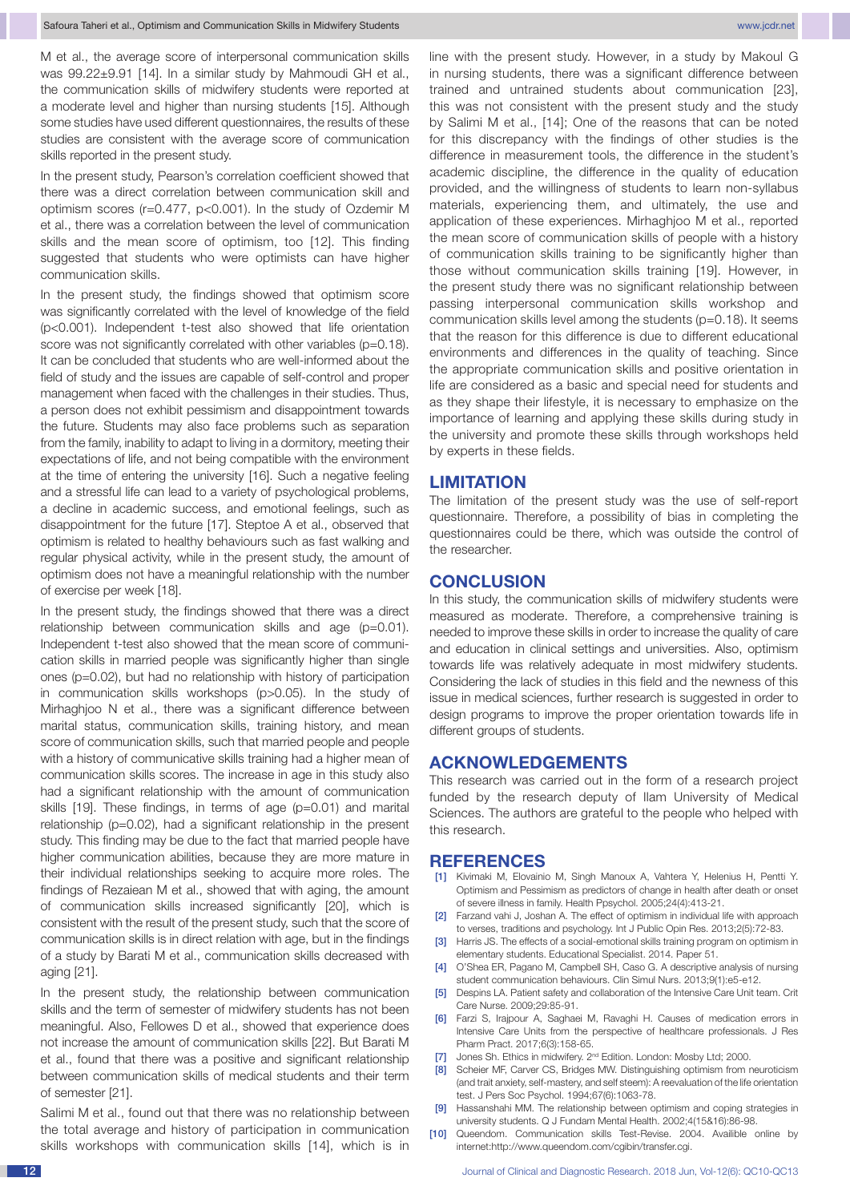M et al., the average score of interpersonal communication skills was 99.22±9.91 [14]. In a similar study by Mahmoudi GH et al., the communication skills of midwifery students were reported at a moderate level and higher than nursing students [15]. Although some studies have used different questionnaires, the results of these studies are consistent with the average score of communication skills reported in the present study.

In the present study, Pearson's correlation coefficient showed that there was a direct correlation between communication skill and optimism scores (r=0.477, p<0.001). In the study of Ozdemir M et al., there was a correlation between the level of communication skills and the mean score of optimism, too [12]. This finding suggested that students who were optimists can have higher communication skills.

In the present study, the findings showed that optimism score was significantly correlated with the level of knowledge of the field (p<0.001). Independent t-test also showed that life orientation score was not significantly correlated with other variables (p=0.18). It can be concluded that students who are well-informed about the field of study and the issues are capable of self-control and proper management when faced with the challenges in their studies. Thus, a person does not exhibit pessimism and disappointment towards the future. Students may also face problems such as separation from the family, inability to adapt to living in a dormitory, meeting their expectations of life, and not being compatible with the environment at the time of entering the university [16]. Such a negative feeling and a stressful life can lead to a variety of psychological problems, a decline in academic success, and emotional feelings, such as disappointment for the future [17]. Steptoe A et al., observed that optimism is related to healthy behaviours such as fast walking and regular physical activity, while in the present study, the amount of optimism does not have a meaningful relationship with the number of exercise per week [18].

In the present study, the findings showed that there was a direct relationship between communication skills and age (p=0.01). Independent t-test also showed that the mean score of communication skills in married people was significantly higher than single ones (p=0.02), but had no relationship with history of participation in communication skills workshops (p>0.05). In the study of Mirhaghjoo N et al., there was a significant difference between marital status, communication skills, training history, and mean score of communication skills, such that married people and people with a history of communicative skills training had a higher mean of communication skills scores. The increase in age in this study also had a significant relationship with the amount of communication skills [19]. These findings, in terms of age (p=0.01) and marital relationship (p=0.02), had a significant relationship in the present study. This finding may be due to the fact that married people have higher communication abilities, because they are more mature in their individual relationships seeking to acquire more roles. The findings of Rezaiean M et al., showed that with aging, the amount of communication skills increased significantly [20], which is consistent with the result of the present study, such that the score of communication skills is in direct relation with age, but in the findings of a study by Barati M et al., communication skills decreased with aging [21].

In the present study, the relationship between communication skills and the term of semester of midwifery students has not been meaningful. Also, Fellowes D et al., showed that experience does not increase the amount of communication skills [22]. But Barati M et al., found that there was a positive and significant relationship between communication skills of medical students and their term of semester [21].

Salimi M et al., found out that there was no relationship between the total average and history of participation in communication skills workshops with communication skills [14], which is in line with the present study. However, in a study by Makoul G in nursing students, there was a significant difference between trained and untrained students about communication [23], this was not consistent with the present study and the study by Salimi M et al., [14]; One of the reasons that can be noted for this discrepancy with the findings of other studies is the difference in measurement tools, the difference in the student's academic discipline, the difference in the quality of education provided, and the willingness of students to learn non-syllabus materials, experiencing them, and ultimately, the use and application of these experiences. Mirhaghjoo M et al., reported the mean score of communication skills of people with a history of communication skills training to be significantly higher than those without communication skills training [19]. However, in the present study there was no significant relationship between passing interpersonal communication skills workshop and communication skills level among the students (p=0.18). It seems that the reason for this difference is due to different educational environments and differences in the quality of teaching. Since the appropriate communication skills and positive orientation in life are considered as a basic and special need for students and as they shape their lifestyle, it is necessary to emphasize on the importance of learning and applying these skills during study in the university and promote these skills through workshops held by experts in these fields.

## LIMITATION

The limitation of the present study was the use of self-report questionnaire. Therefore, a possibility of bias in completing the questionnaires could be there, which was outside the control of the researcher.

## CONCLUSION

In this study, the communication skills of midwifery students were measured as moderate. Therefore, a comprehensive training is needed to improve these skills in order to increase the quality of care and education in clinical settings and universities. Also, optimism towards life was relatively adequate in most midwifery students. Considering the lack of studies in this field and the newness of this issue in medical sciences, further research is suggested in order to design programs to improve the proper orientation towards life in different groups of students.

## ACKNOWLEDGEMENTS

This research was carried out in the form of a research project funded by the research deputy of Ilam University of Medical Sciences. The authors are grateful to the people who helped with this research.

## REFERENCES

[1] Kivimaki M, Elovainio M, Singh Manoux A, Vahtera Y, Helenius H, Pentti Y. Optimism and Pessimism as predictors of change in health after death or onset of severe illness in family. Health Ppsychol. 2005;24(4):413-21.

[2] Farzand vahi J, Joshan A. The effect of optimism in individual life with approach to verses, traditions and psychology. Int J Public Opin Res. 2013;2(5):72-83.

[3] Harris JS. The effects of a social-emotional skills training program on optimism in elementary students. Educational Specialist. 2014. Paper 51.

[4] O'Shea ER, Pagano M, Campbell SH, Caso G. A descriptive analysis of nursing student communication behaviours. Clin Simul Nurs. 2013;9(1):e5-e12.

[5] Despins LA. Patient safety and collaboration of the Intensive Care Unit team. Crit Care Nurse. 2009;29:85-91.

[6] Farzi S, Irajpour A, Saghaei M, Ravaghi H. Causes of medication errors in Intensive Care Units from the perspective of healthcare professionals. J Res Pharm Pract. 2017;6(3):158-65.

[7] Jones Sh. Ethics in midwifery. 2nd Edition. London: Mosby Ltd; 2000.

[8] Scheier MF, Carver CS, Bridges MW. Distinguishing optimism from neuroticism (and trait anxiety, self-mastery, and self steem): A reevaluation of the life orientation test. J Pers Soc Psychol. 1994;67(6):1063-78.

[9] Hassanshahi MM. The relationship between optimism and coping strategies in university students. Q J Fundam Mental Health. 2002;4(15&16):86-98.

[10] Queendom. Communication skills Test-Revise. 2004. Availible online by internet:http://www.queendom.com/cgibin/transfer.cgi.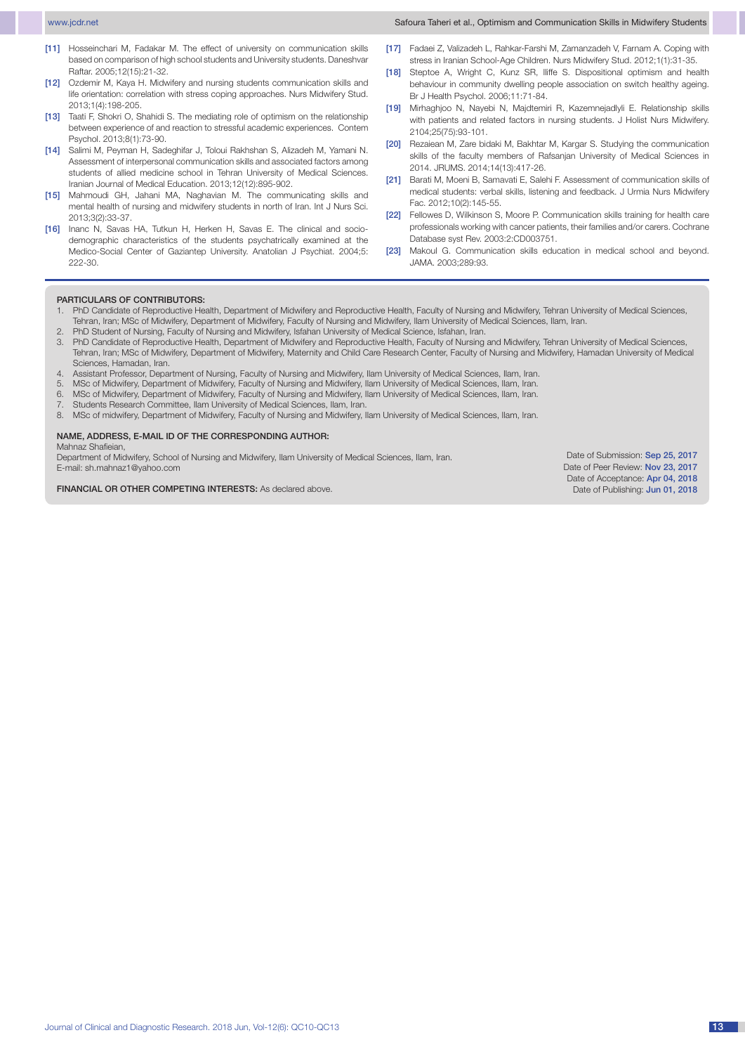[11] Hosseinchari M, Fadakar M. The effect of university on communication skills based on comparison of high school students and University students. Daneshvar Raftar. 2005;12(15):21-32.

[12] Ozdemir M, Kaya H. Midwifery and nursing students communication skills and life orientation: correlation with stress coping approaches. Nurs Midwifery Stud. 2013;1(4):198-205.

[13] Taati F, Shokri O, Shahidi S. The mediating role of optimism on the relationship between experience of and reaction to stressful academic experiences. Contem Psychol. 2013;8(1):73-90.

[14] Salimi M, Peyman H, Sadeghifar J, Toloui Rakhshan S, Alizadeh M, Yamani N. Assessment of interpersonal communication skills and associated factors among students of allied medicine school in Tehran University of Medical Sciences. Iranian Journal of Medical Education. 2013;12(12):895-902.

[15] Mahmoudi GH, Jahani MA, Naghavian M. The communicating skills and mental health of nursing and midwifery students in north of Iran. Int J Nurs Sci. 2013;3(2):33-37.

[16] Inanc N, Savas HA, Tutkun H, Herken H, Savas E. The clinical and socio-demographic characteristics of the students psychatrically examined at the Medico-Social Center of Gaziantep University. Anatolian J Psychiat. 2004;5:222-30.

[17] Fadaei Z, Valizadeh L, Rahkar-Farshi M, Zamanzadeh V, Farnam A. Coping with stress in Iranian School-Age Children. Nurs Midwifery Stud. 2012;1(1):31-35.

[18] Steptoe A, Wright C, Kunz SR, Iliffe S. Dispositional optimism and health behaviour in community dwelling people association on switch healthy ageing. Br J Health Psychol. 2006;11:71-84.

[19] Mirhaghjoo N, Nayebi N, Majdtemiri R, Kazemnejadlyli E. Relationship skills with patients and related factors in nursing students. J Holist Nurs Midwifery. 2104;25(75):93-101.

[20] Rezaiean M, Zare bidaki M, Bakhtar M, Kargar S. Studying the communication skills of the faculty members of Rafsanjan University of Medical Sciences in 2014. JRUMS. 2014;14(13):417-26.

[21] Barati M, Moeni B, Samavati E, Salehi F. Assessment of communication skills of medical students: verbal skills, listening and feedback. J Urmia Nurs Midwifery Fac. 2012;10(2):145-55.

[22] Fellowes D, Wilkinson S, Moore P. Communication skills training for health care professionals working with cancer patients, their families and/or carers. Cochrane Database syst Rev. 2003:2:CD003751.

[23] Makoul G. Communication skills education in medical school and beyond. JAMA. 2003;289:93.

**PARTICULARS OF CONTRIBUTORS:**

1. PhD Candidate of Reproductive Health, Department of Midwifery and Reproductive Health, Faculty of Nursing and Midwifery, Tehran University of Medical Sciences, Tehran, Iran; MSc of Midwifery, Department of Midwifery, Faculty of Nursing and Midwifery, Ilam University of Medical Sciences, Ilam, Iran.
2. PhD Student of Nursing, Faculty of Nursing and Midwifery, Isfahan University of Medical Science, Isfahan, Iran.
3. PhD Candidate of Reproductive Health, Department of Midwifery and Reproductive Health, Faculty of Nursing and Midwifery, Tehran University of Medical Sciences, Tehran, Iran; MSc of Midwifery, Department of Midwifery, Maternity and Child Care Research Center, Faculty of Nursing and Midwifery, Hamadan University of Medical Sciences, Hamadan, Iran.
4. Assistant Professor, Department of Nursing, Faculty of Nursing and Midwifery, Ilam University of Medical Sciences, Ilam, Iran.
5. MSc of Midwifery, Department of Midwifery, Faculty of Nursing and Midwifery, Ilam University of Medical Sciences, Ilam, Iran.
6. MSc of Midwifery, Department of Midwifery, Faculty of Nursing and Midwifery, Ilam University of Medical Sciences, Ilam, Iran.
7. Students Research Committee, Ilam University of Medical Sciences, Ilam, Iran.
8. MSc of midwifery, Department of Midwifery, Faculty of Nursing and Midwifery, Ilam University of Medical Sciences, Ilam, Iran.

**NAME, ADDRESS, E-MAIL ID OF THE CORRESPONDING AUTHOR:**
Mahnaz Shafieian,
Department of Midwifery, School of Nursing and Midwifery, Ilam University of Medical Sciences, Ilam, Iran.
E-mail: sh.mahnaz1@yahoo.com

**FINANCIAL OR OTHER COMPETING INTERESTS:** As declared above.

Date of Submission: Sep 25, 2017
Date of Peer Review: Nov 23, 2017
Date of Acceptance: Apr 04, 2018
Date of Publishing: Jun 01, 2018